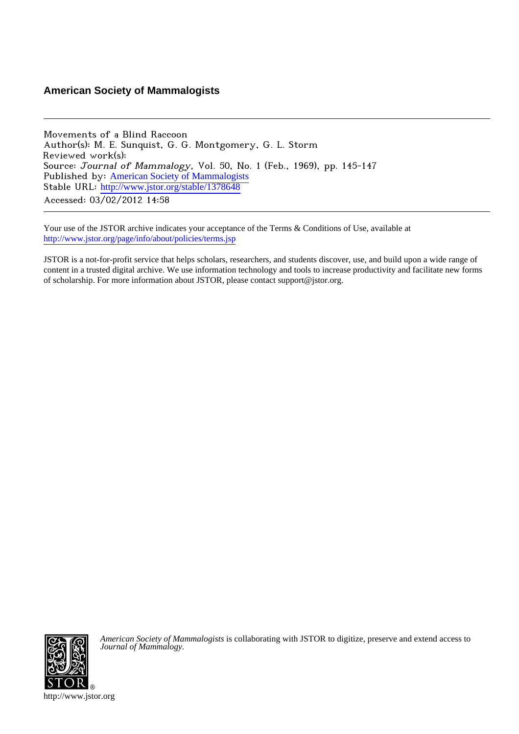## American Society of Mammalogists

Movements of a Blind Raccoon
Author(s): M. E. Sunquist, G. G. Montgomery, G. L. Storm
Reviewed work(s):
Source: *Journal of Mammalogy*, Vol. 50, No. 1 (Feb., 1969), pp. 145-147
Published by: American Society of Mammalogists
Stable URL: http://www.jstor.org/stable/1378648
Accessed: 03/02/2012 14:58

---

Your use of the JSTOR archive indicates your acceptance of the Terms & Conditions of Use, available at
http://www.jstor.org/page/info/about/policies/terms.jsp

JSTOR is a not-for-profit service that helps scholars, researchers, and students discover, use, and build upon a wide range of content in a trusted digital archive. We use information technology and tools to increase productivity and facilitate new forms of scholarship. For more information about JSTOR, please contact support@jstor.org.

*American Society of Mammalogists* is collaborating with JSTOR to digitize, preserve and extend access to *Journal of Mammalogy*.

http://www.jstor.org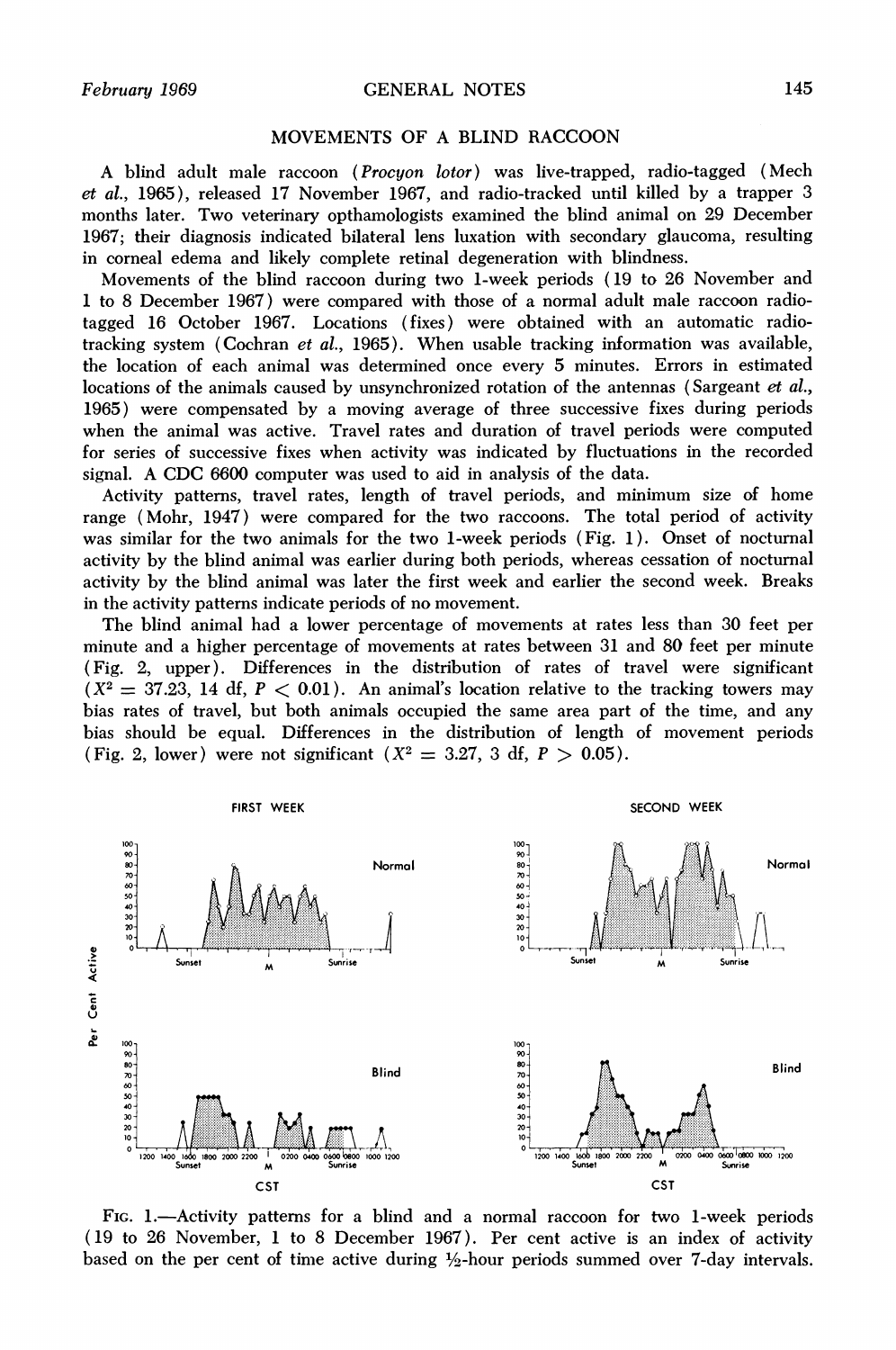## MOVEMENTS OF A BLIND RACCOON

A blind adult male raccoon (*Procyon lotor*) was live-trapped, radio-tagged (Mech *et al.*, 1965), released 17 November 1967, and radio-tracked until killed by a trapper 3 months later. Two veterinary opthamologists examined the blind animal on 29 December 1967; their diagnosis indicated bilateral lens luxation with secondary glaucoma, resulting in corneal edema and likely complete retinal degeneration with blindness.

Movements of the blind raccoon during two 1-week periods (19 to 26 November and 1 to 8 December 1967) were compared with those of a normal adult male raccoon radio-tagged 16 October 1967. Locations (fixes) were obtained with an automatic radio-tracking system (Cochran *et al.*, 1965). When usable tracking information was available, the location of each animal was determined once every 5 minutes. Errors in estimated locations of the animals caused by unsynchronized rotation of the antennas (Sargeant *et al.*, 1965) were compensated by a moving average of three successive fixes during periods when the animal was active. Travel rates and duration of travel periods were computed for series of successive fixes when activity was indicated by fluctuations in the recorded signal. A CDC 6600 computer was used to aid in analysis of the data.

Activity patterns, travel rates, length of travel periods, and minimum size of home range (Mohr, 1947) were compared for the two raccoons. The total period of activity was similar for the two animals for the two 1-week periods (Fig. 1). Onset of nocturnal activity by the blind animal was earlier during both periods, whereas cessation of nocturnal activity by the blind animal was later the first week and earlier the second week. Breaks in the activity patterns indicate periods of no movement.

The blind animal had a lower percentage of movements at rates less than 30 feet per minute and a higher percentage of movements at rates between 31 and 80 feet per minute (Fig. 2, upper). Differences in the distribution of rates of travel were significant ($X^2 = 37.23$, 14 df, $P < 0.01$). An animal's location relative to the tracking towers may bias rates of travel, but both animals occupied the same area part of the time, and any bias should be equal. Differences in the distribution of length of movement periods (Fig. 2, lower) were not significant ($X^2 = 3.27$, 3 df, $P > 0.05$).

FIG. 1.—Activity patterns for a blind and a normal raccoon for two 1-week periods (19 to 26 November, 1 to 8 December 1967). Per cent active is an index of activity based on the per cent of time active during ½-hour periods summed over 7-day intervals.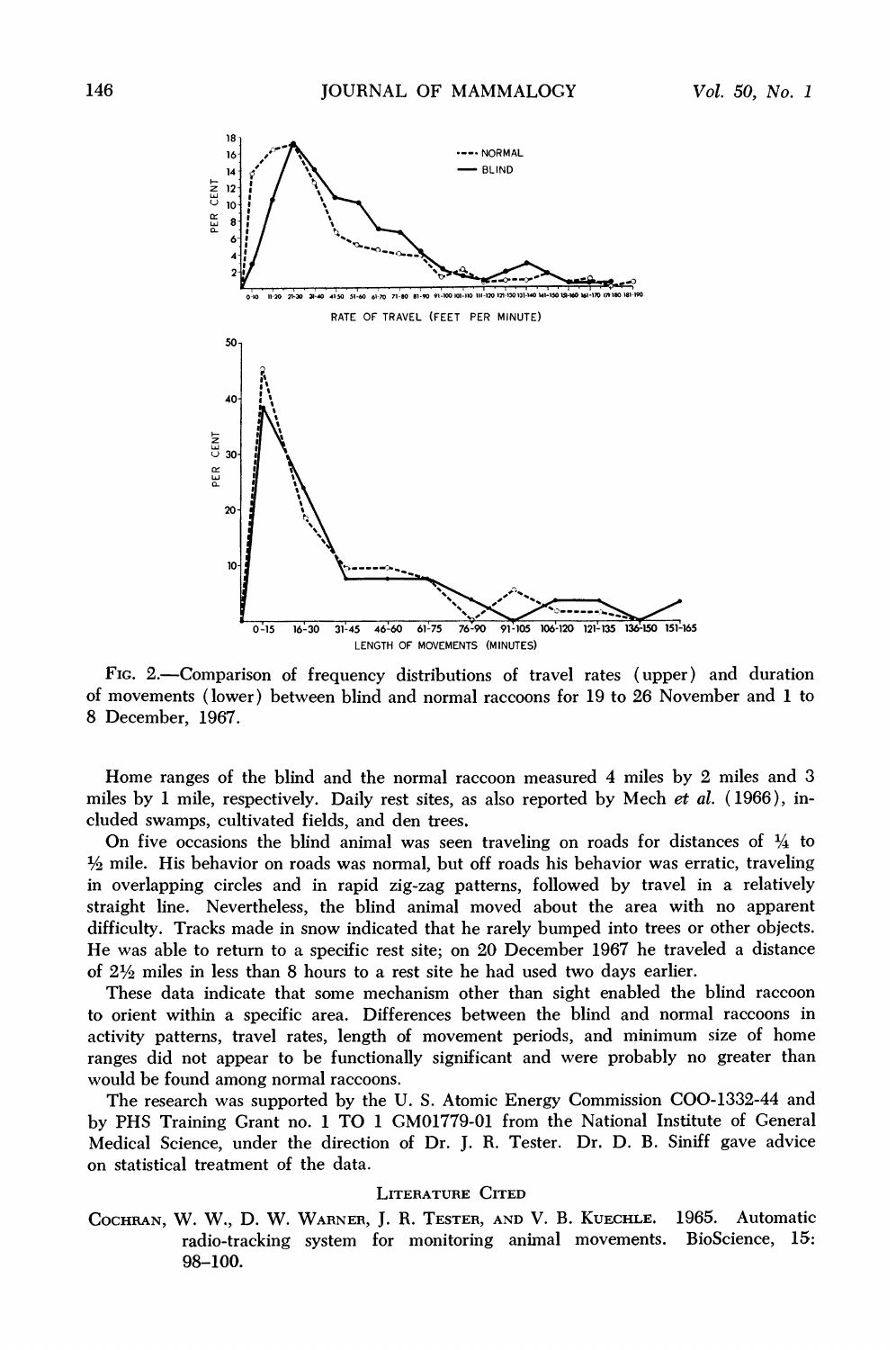FIG. 2.—Comparison of frequency distributions of travel rates (upper) and duration of movements (lower) between blind and normal raccoons for 19 to 26 November and 1 to 8 December, 1967.

Home ranges of the blind and the normal raccoon measured 4 miles by 2 miles and 3 miles by 1 mile, respectively. Daily rest sites, as also reported by Mech *et al.* (1966), included swamps, cultivated fields, and den trees.

On five occasions the blind animal was seen traveling on roads for distances of ¼ to ½ mile. His behavior on roads was normal, but off roads his behavior was erratic, traveling in overlapping circles and in rapid zig-zag patterns, followed by travel in a relatively straight line. Nevertheless, the blind animal moved about the area with no apparent difficulty. Tracks made in snow indicated that he rarely bumped into trees or other objects. He was able to return to a specific rest site; on 20 December 1967 he traveled a distance of 2½ miles in less than 8 hours to a rest site he had used two days earlier.

These data indicate that some mechanism other than sight enabled the blind raccoon to orient within a specific area. Differences between the blind and normal raccoons in activity patterns, travel rates, length of movement periods, and minimum size of home ranges did not appear to be functionally significant and were probably no greater than would be found among normal raccoons.

The research was supported by the U. S. Atomic Energy Commission COO-1332-44 and by PHS Training Grant no. 1 TO 1 GM01779-01 from the National Institute of General Medical Science, under the direction of Dr. J. R. Tester. Dr. D. B. Siniff gave advice on statistical treatment of the data.

## LITERATURE CITED

COCHRAN, W. W., D. W. WARNER, J. R. TESTER, AND V. B. KUECHLE. 1965. Automatic radio-tracking system for monitoring animal movements. BioScience, 15: 98–100.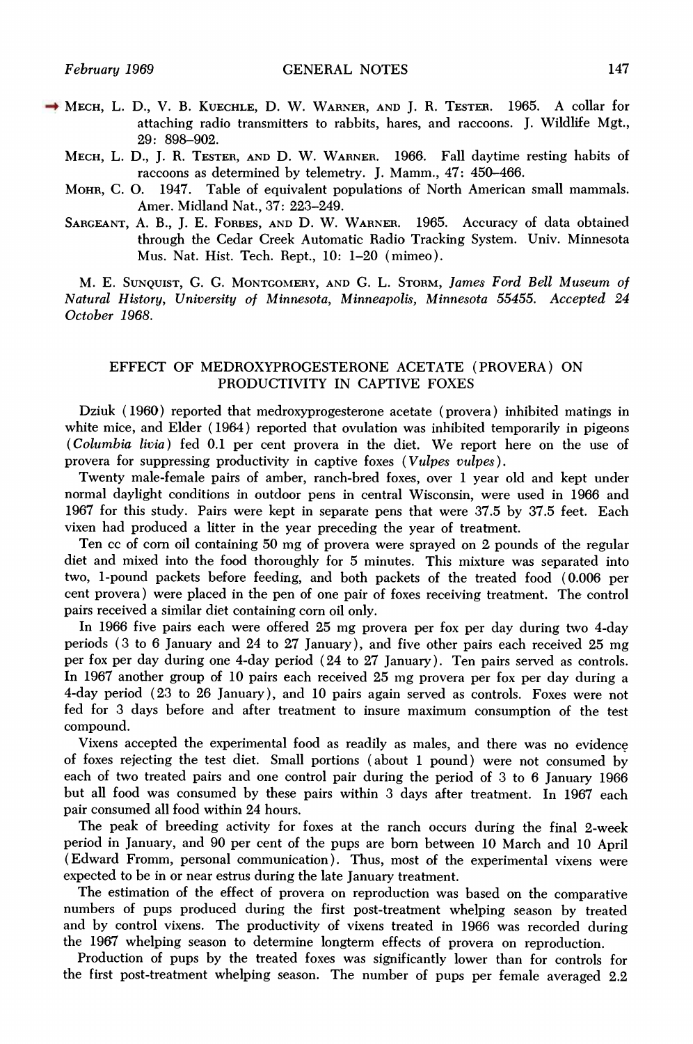Mech, L. D., V. B. Kuechle, D. W. Warner, and J. R. Tester. 1965. A collar for attaching radio transmitters to rabbits, hares, and raccoons. J. Wildlife Mgt., 29: 898–902.

Mech, L. D., J. R. Tester, and D. W. Warner. 1966. Fall daytime resting habits of raccoons as determined by telemetry. J. Mamm., 47: 450–466.

Mohr, C. O. 1947. Table of equivalent populations of North American small mammals. Amer. Midland Nat., 37: 223–249.

Sargeant, A. B., J. E. Forbes, and D. W. Warner. 1965. Accuracy of data obtained through the Cedar Creek Automatic Radio Tracking System. Univ. Minnesota Mus. Nat. Hist. Tech. Rept., 10: 1–20 (mimeo).

M. E. Sunquist, G. G. Montgomery, and G. L. Storm, *James Ford Bell Museum of Natural History, University of Minnesota, Minneapolis, Minnesota 55455. Accepted 24 October 1968.*

## EFFECT OF MEDROXYPROGESTERONE ACETATE (PROVERA) ON PRODUCTIVITY IN CAPTIVE FOXES

Dziuk (1960) reported that medroxyprogesterone acetate (provera) inhibited matings in white mice, and Elder (1964) reported that ovulation was inhibited temporarily in pigeons (*Columbia livia*) fed 0.1 per cent provera in the diet. We report here on the use of provera for suppressing productivity in captive foxes (*Vulpes vulpes*).

Twenty male-female pairs of amber, ranch-bred foxes, over 1 year old and kept under normal daylight conditions in outdoor pens in central Wisconsin, were used in 1966 and 1967 for this study. Pairs were kept in separate pens that were 37.5 by 37.5 feet. Each vixen had produced a litter in the year preceding the year of treatment.

Ten cc of corn oil containing 50 mg of provera were sprayed on 2 pounds of the regular diet and mixed into the food thoroughly for 5 minutes. This mixture was separated into two, 1-pound packets before feeding, and both packets of the treated food (0.006 per cent provera) were placed in the pen of one pair of foxes receiving treatment. The control pairs received a similar diet containing corn oil only.

In 1966 five pairs each were offered 25 mg provera per fox per day during two 4-day periods (3 to 6 January and 24 to 27 January), and five other pairs each received 25 mg per fox per day during one 4-day period (24 to 27 January). Ten pairs served as controls. In 1967 another group of 10 pairs each received 25 mg provera per fox per day during a 4-day period (23 to 26 January), and 10 pairs again served as controls. Foxes were not fed for 3 days before and after treatment to insure maximum consumption of the test compound.

Vixens accepted the experimental food as readily as males, and there was no evidence of foxes rejecting the test diet. Small portions (about 1 pound) were not consumed by each of two treated pairs and one control pair during the period of 3 to 6 January 1966 but all food was consumed by these pairs within 3 days after treatment. In 1967 each pair consumed all food within 24 hours.

The peak of breeding activity for foxes at the ranch occurs during the final 2-week period in January, and 90 per cent of the pups are born between 10 March and 10 April (Edward Fromm, personal communication). Thus, most of the experimental vixens were expected to be in or near estrus during the late January treatment.

The estimation of the effect of provera on reproduction was based on the comparative numbers of pups produced during the first post-treatment whelping season by treated and by control vixens. The productivity of vixens treated in 1966 was recorded during the 1967 whelping season to determine longterm effects of provera on reproduction.

Production of pups by the treated foxes was significantly lower than for controls for the first post-treatment whelping season. The number of pups per female averaged 2.2